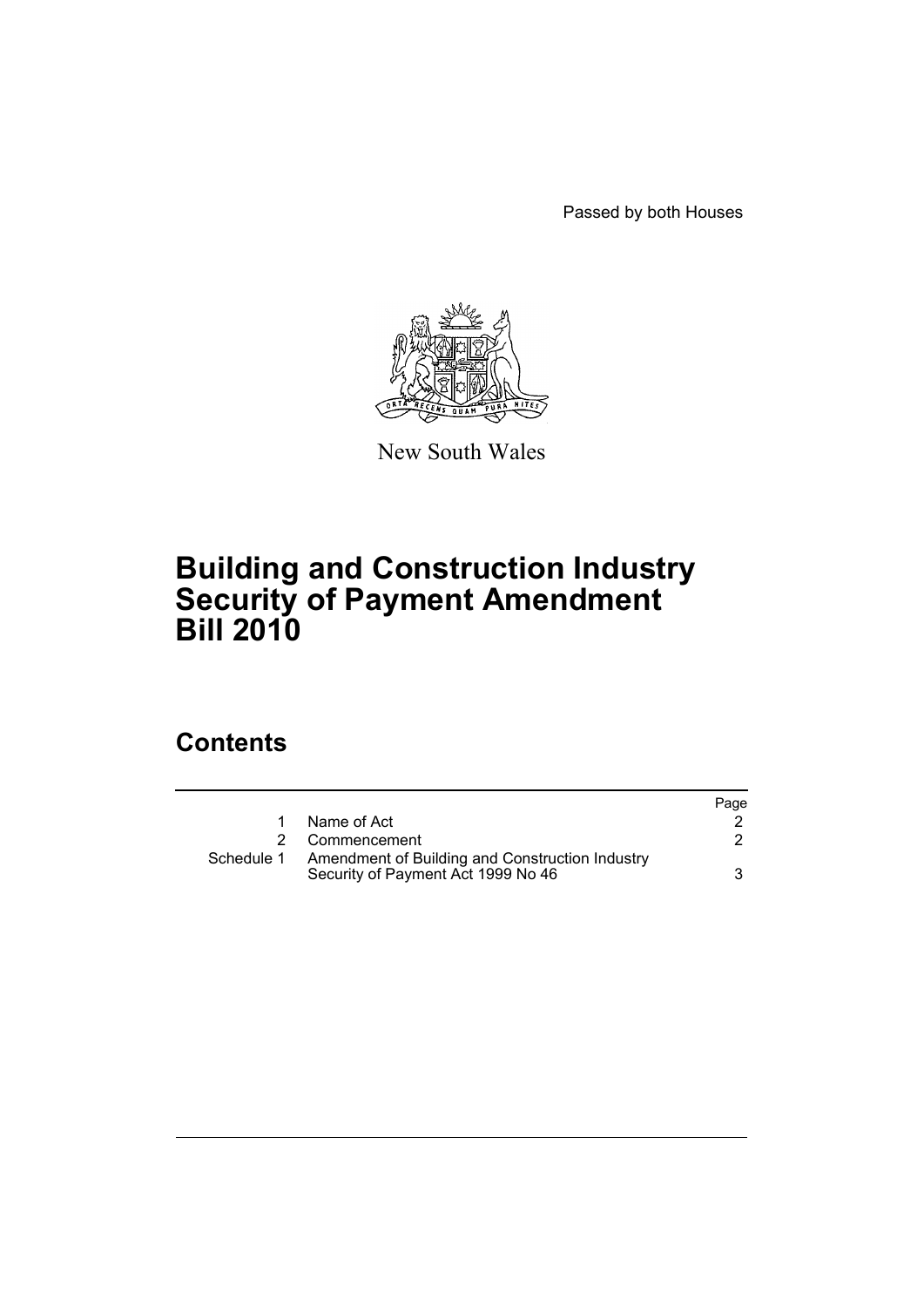Passed by both Houses

New South Wales

# Building and Construction Industry Security of Payment Amendment Bill 2010

## Contents

| | | Page |
|---|---|---|
| 1 | Name of Act | 2 |
| 2 | Commencement | 2 |
| Schedule 1 | Amendment of Building and Construction Industry Security of Payment Act 1999 No 46 | 3 |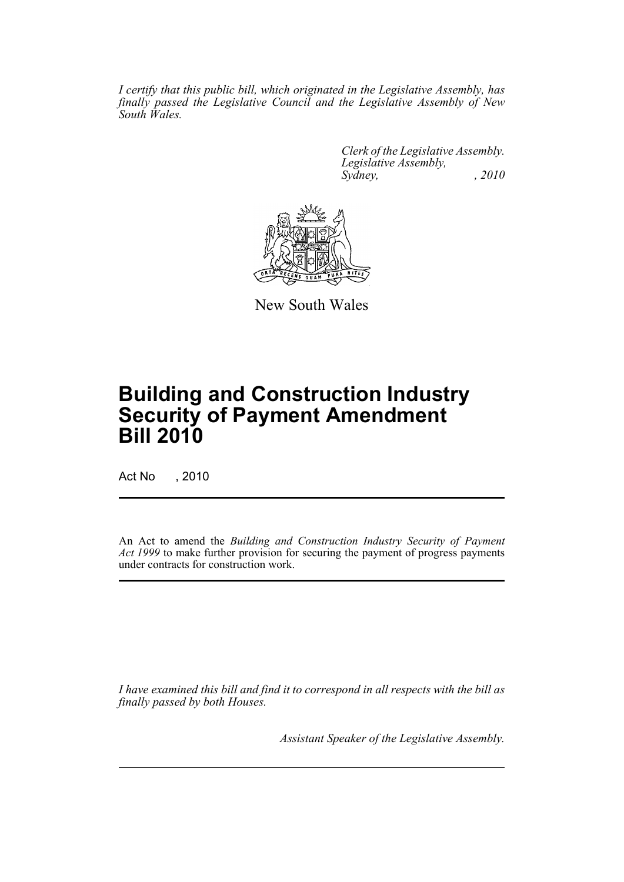*I certify that this public bill, which originated in the Legislative Assembly, has finally passed the Legislative Council and the Legislative Assembly of New South Wales.*

*Clerk of the Legislative Assembly.*
*Legislative Assembly,*
*Sydney, , 2010*

New South Wales

# Building and Construction Industry Security of Payment Amendment Bill 2010

Act No , 2010

An Act to amend the *Building and Construction Industry Security of Payment Act 1999* to make further provision for securing the payment of progress payments under contracts for construction work.

*I have examined this bill and find it to correspond in all respects with the bill as finally passed by both Houses.*

*Assistant Speaker of the Legislative Assembly.*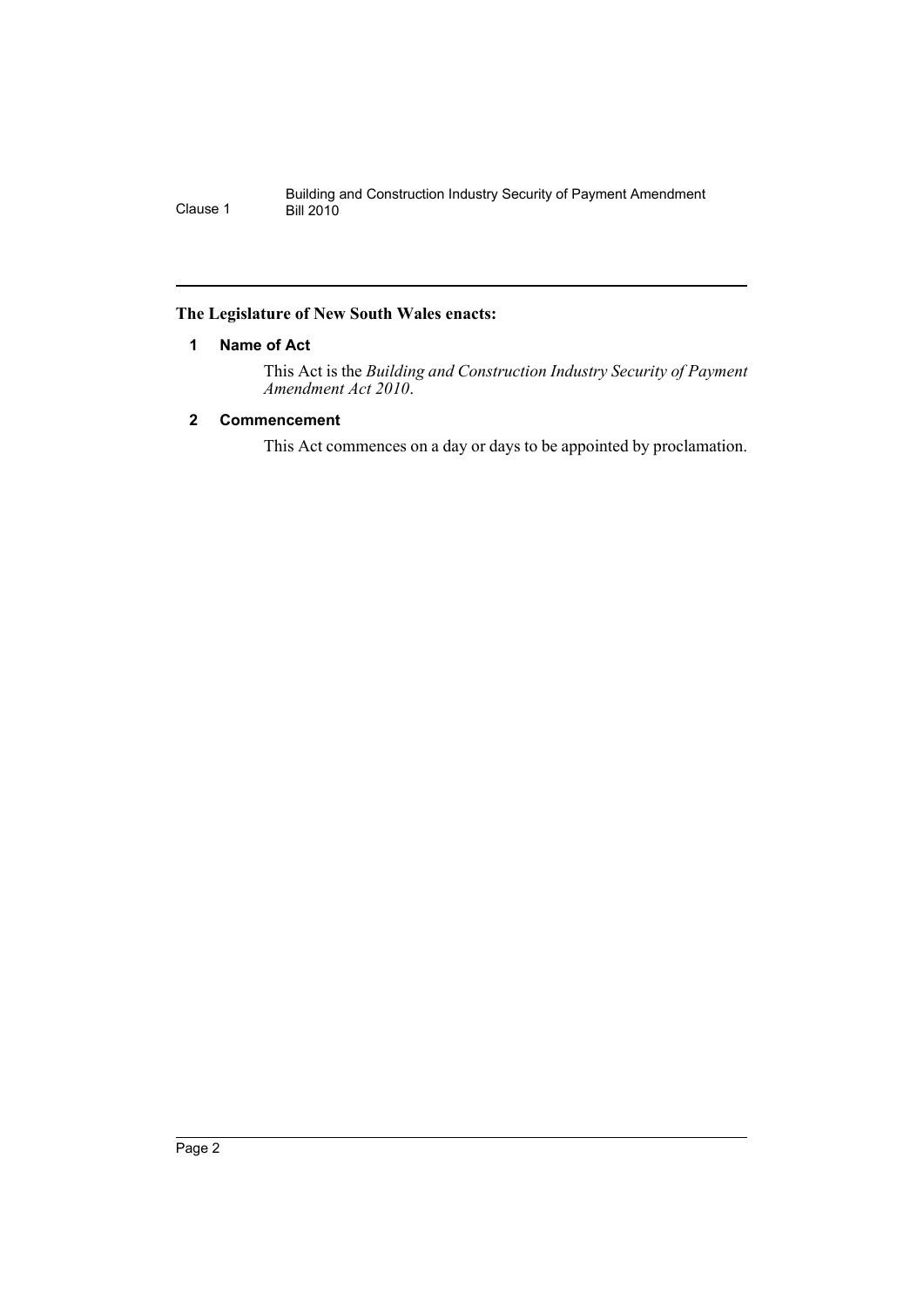**The Legislature of New South Wales enacts:**

### 1 Name of Act

This Act is the *Building and Construction Industry Security of Payment Amendment Act 2010*.

### 2 Commencement

This Act commences on a day or days to be appointed by proclamation.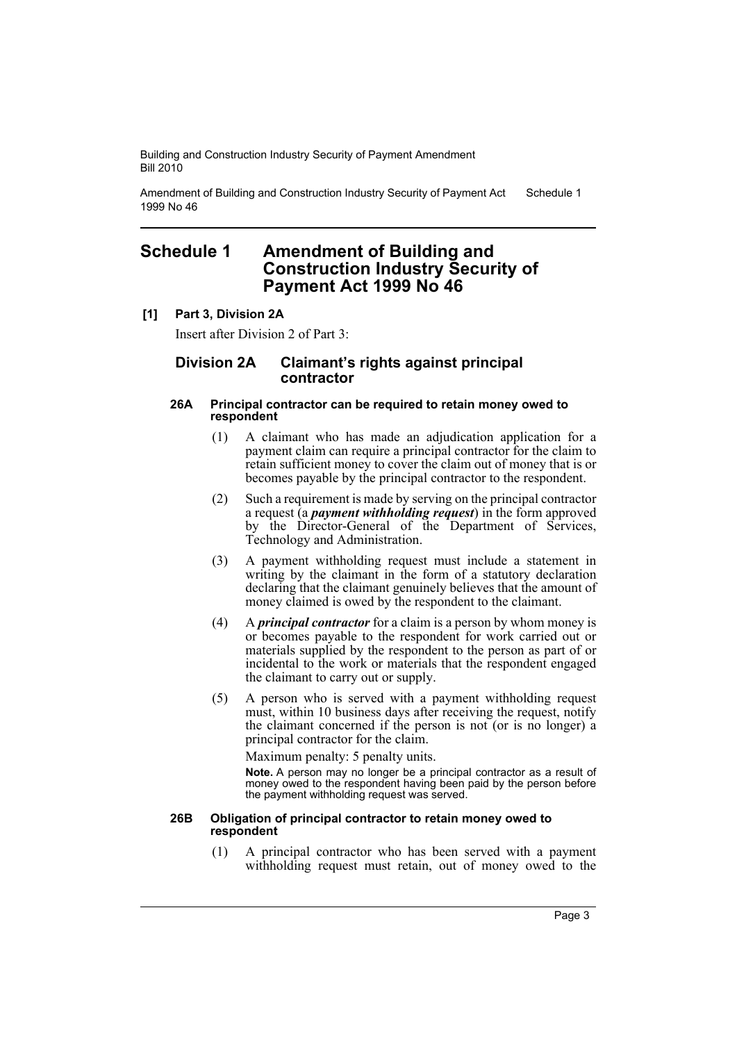# Schedule 1 Amendment of Building and Construction Industry Security of Payment Act 1999 No 46

**[1] Part 3, Division 2A**

Insert after Division 2 of Part 3:

## Division 2A Claimant's rights against principal contractor

#### 26A Principal contractor can be required to retain money owed to respondent

(1) A claimant who has made an adjudication application for a payment claim can require a principal contractor for the claim to retain sufficient money to cover the claim out of money that is or becomes payable by the principal contractor to the respondent.

(2) Such a requirement is made by serving on the principal contractor a request (a ***payment withholding request***) in the form approved by the Director-General of the Department of Services, Technology and Administration.

(3) A payment withholding request must include a statement in writing by the claimant in the form of a statutory declaration declaring that the claimant genuinely believes that the amount of money claimed is owed by the respondent to the claimant.

(4) A ***principal contractor*** for a claim is a person by whom money is or becomes payable to the respondent for work carried out or materials supplied by the respondent to the person as part of or incidental to the work or materials that the respondent engaged the claimant to carry out or supply.

(5) A person who is served with a payment withholding request must, within 10 business days after receiving the request, notify the claimant concerned if the person is not (or is no longer) a principal contractor for the claim.

Maximum penalty: 5 penalty units.

**Note.** A person may no longer be a principal contractor as a result of money owed to the respondent having been paid by the person before the payment withholding request was served.

#### 26B Obligation of principal contractor to retain money owed to respondent

(1) A principal contractor who has been served with a payment withholding request must retain, out of money owed to the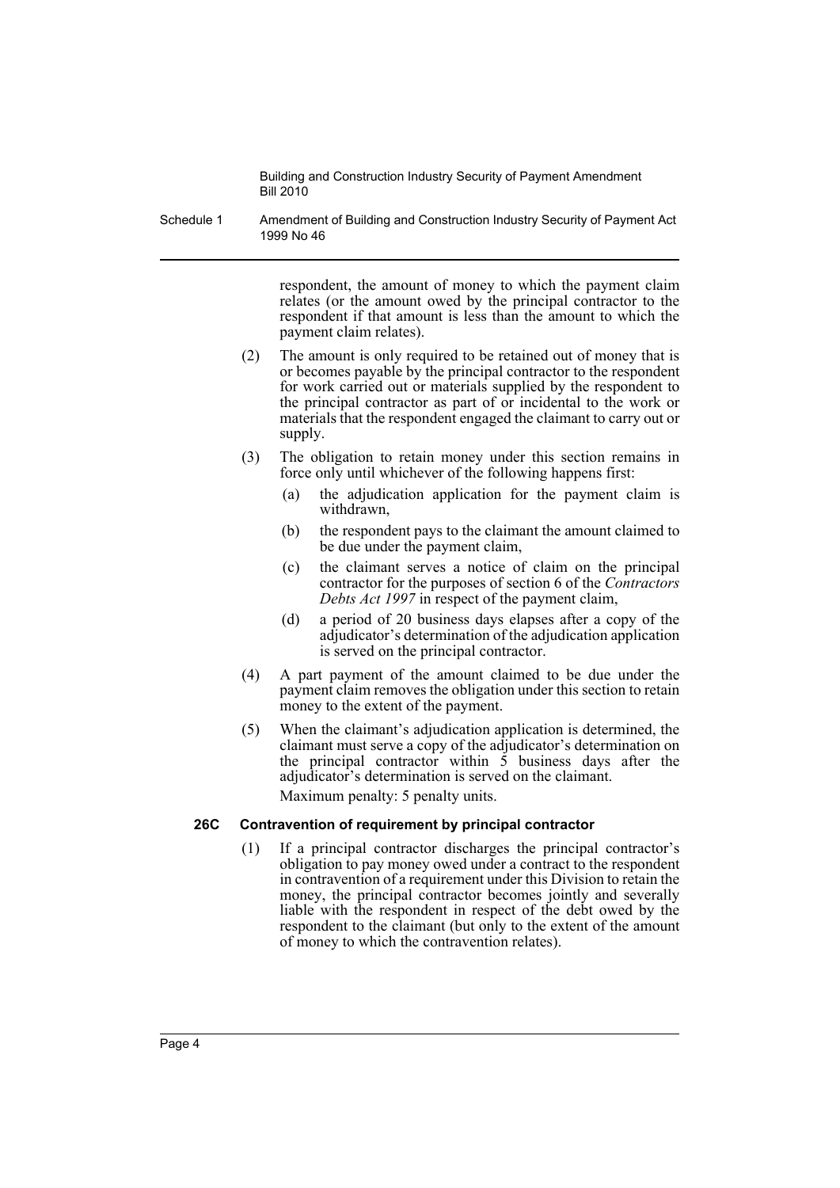respondent, the amount of money to which the payment claim relates (or the amount owed by the principal contractor to the respondent if that amount is less than the amount to which the payment claim relates).

(2) The amount is only required to be retained out of money that is or becomes payable by the principal contractor to the respondent for work carried out or materials supplied by the respondent to the principal contractor as part of or incidental to the work or materials that the respondent engaged the claimant to carry out or supply.

(3) The obligation to retain money under this section remains in force only until whichever of the following happens first:

(a) the adjudication application for the payment claim is withdrawn,

(b) the respondent pays to the claimant the amount claimed to be due under the payment claim,

(c) the claimant serves a notice of claim on the principal contractor for the purposes of section 6 of the *Contractors Debts Act 1997* in respect of the payment claim,

(d) a period of 20 business days elapses after a copy of the adjudicator's determination of the adjudication application is served on the principal contractor.

(4) A part payment of the amount claimed to be due under the payment claim removes the obligation under this section to retain money to the extent of the payment.

(5) When the claimant's adjudication application is determined, the claimant must serve a copy of the adjudicator's determination on the principal contractor within 5 business days after the adjudicator's determination is served on the claimant.

Maximum penalty: 5 penalty units.

**26C Contravention of requirement by principal contractor**

(1) If a principal contractor discharges the principal contractor's obligation to pay money owed under a contract to the respondent in contravention of a requirement under this Division to retain the money, the principal contractor becomes jointly and severally liable with the respondent in respect of the debt owed by the respondent to the claimant (but only to the extent of the amount of money to which the contravention relates).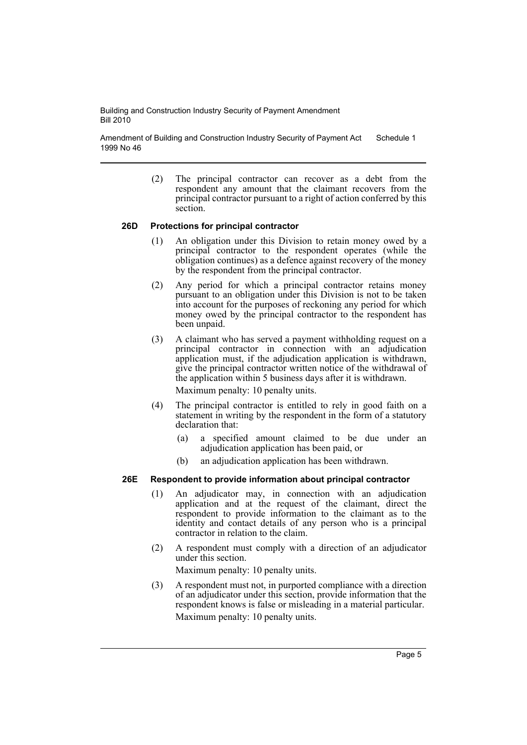(2) The principal contractor can recover as a debt from the respondent any amount that the claimant recovers from the principal contractor pursuant to a right of action conferred by this section.

### 26D Protections for principal contractor

(1) An obligation under this Division to retain money owed by a principal contractor to the respondent operates (while the obligation continues) as a defence against recovery of the money by the respondent from the principal contractor.

(2) Any period for which a principal contractor retains money pursuant to an obligation under this Division is not to be taken into account for the purposes of reckoning any period for which money owed by the principal contractor to the respondent has been unpaid.

(3) A claimant who has served a payment withholding request on a principal contractor in connection with an adjudication application must, if the adjudication application is withdrawn, give the principal contractor written notice of the withdrawal of the application within 5 business days after it is withdrawn.

Maximum penalty: 10 penalty units.

(4) The principal contractor is entitled to rely in good faith on a statement in writing by the respondent in the form of a statutory declaration that:

(a) a specified amount claimed to be due under an adjudication application has been paid, or

(b) an adjudication application has been withdrawn.

### 26E Respondent to provide information about principal contractor

(1) An adjudicator may, in connection with an adjudication application and at the request of the claimant, direct the respondent to provide information to the claimant as to the identity and contact details of any person who is a principal contractor in relation to the claim.

(2) A respondent must comply with a direction of an adjudicator under this section.

Maximum penalty: 10 penalty units.

(3) A respondent must not, in purported compliance with a direction of an adjudicator under this section, provide information that the respondent knows is false or misleading in a material particular.

Maximum penalty: 10 penalty units.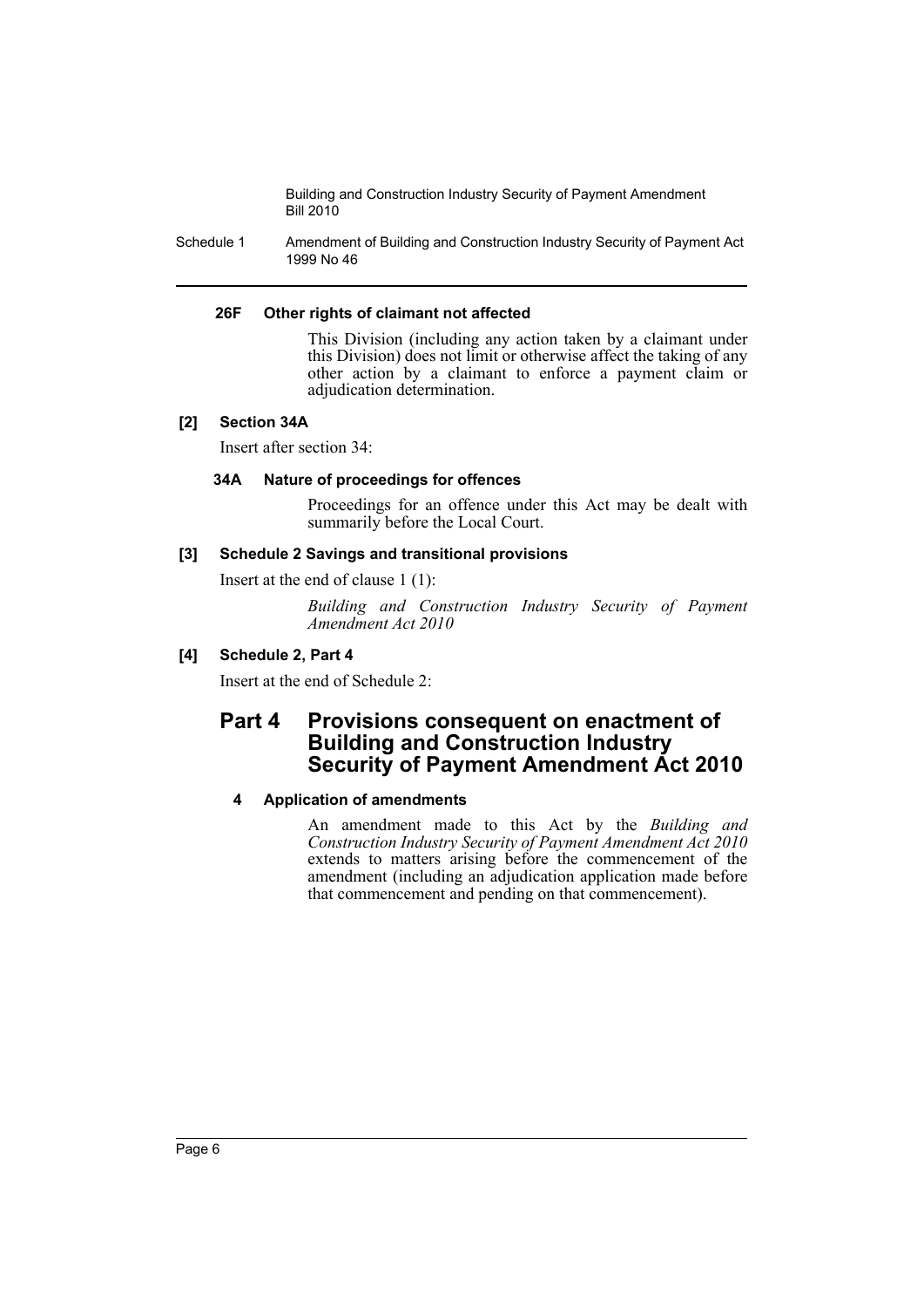#### 26F Other rights of claimant not affected

This Division (including any action taken by a claimant under this Division) does not limit or otherwise affect the taking of any other action by a claimant to enforce a payment claim or adjudication determination.

#### [2] Section 34A

Insert after section 34:

#### 34A Nature of proceedings for offences

Proceedings for an offence under this Act may be dealt with summarily before the Local Court.

#### [3] Schedule 2 Savings and transitional provisions

Insert at the end of clause 1 (1):

*Building and Construction Industry Security of Payment Amendment Act 2010*

#### [4] Schedule 2, Part 4

Insert at the end of Schedule 2:

## Part 4 Provisions consequent on enactment of Building and Construction Industry Security of Payment Amendment Act 2010

#### 4 Application of amendments

An amendment made to this Act by the *Building and Construction Industry Security of Payment Amendment Act 2010* extends to matters arising before the commencement of the amendment (including an adjudication application made before that commencement and pending on that commencement).